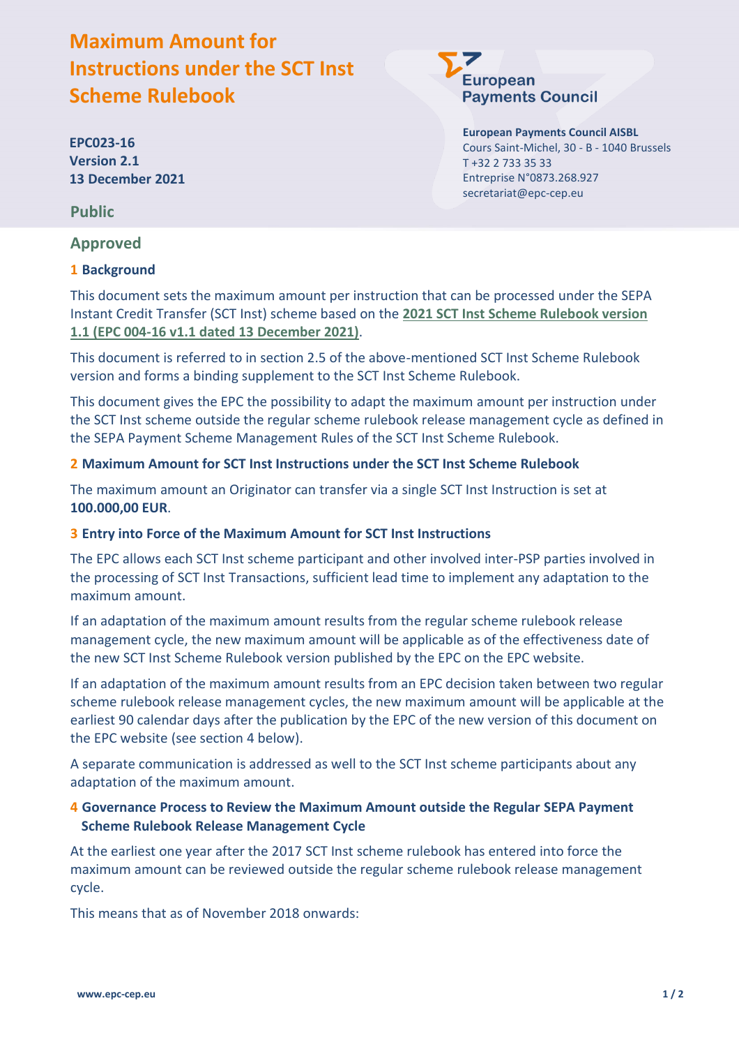# Maximum Amount for Instructions under the SCT Inst Scheme Rulebook

**EPC023-16**
**Version 2.1**
**13 December 2021**

**European Payments Council AISBL**
Cours Saint-Michel, 30 - B - 1040 Brussels
T +32 2 733 35 33
Entreprise N°0873.268.927
secretariat@epc-cep.eu

**Public**

**Approved**

## 1 Background

This document sets the maximum amount per instruction that can be processed under the SEPA Instant Credit Transfer (SCT Inst) scheme based on the **2021 SCT Inst Scheme Rulebook version 1.1 (EPC 004-16 v1.1 dated 13 December 2021)**.

This document is referred to in section 2.5 of the above-mentioned SCT Inst Scheme Rulebook version and forms a binding supplement to the SCT Inst Scheme Rulebook.

This document gives the EPC the possibility to adapt the maximum amount per instruction under the SCT Inst scheme outside the regular scheme rulebook release management cycle as defined in the SEPA Payment Scheme Management Rules of the SCT Inst Scheme Rulebook.

## 2 Maximum Amount for SCT Inst Instructions under the SCT Inst Scheme Rulebook

The maximum amount an Originator can transfer via a single SCT Inst Instruction is set at **100.000,00 EUR**.

## 3 Entry into Force of the Maximum Amount for SCT Inst Instructions

The EPC allows each SCT Inst scheme participant and other involved inter-PSP parties involved in the processing of SCT Inst Transactions, sufficient lead time to implement any adaptation to the maximum amount.

If an adaptation of the maximum amount results from the regular scheme rulebook release management cycle, the new maximum amount will be applicable as of the effectiveness date of the new SCT Inst Scheme Rulebook version published by the EPC on the EPC website.

If an adaptation of the maximum amount results from an EPC decision taken between two regular scheme rulebook release management cycles, the new maximum amount will be applicable at the earliest 90 calendar days after the publication by the EPC of the new version of this document on the EPC website (see section 4 below).

A separate communication is addressed as well to the SCT Inst scheme participants about any adaptation of the maximum amount.

## 4 Governance Process to Review the Maximum Amount outside the Regular SEPA Payment Scheme Rulebook Release Management Cycle

At the earliest one year after the 2017 SCT Inst scheme rulebook has entered into force the maximum amount can be reviewed outside the regular scheme rulebook release management cycle.

This means that as of November 2018 onwards: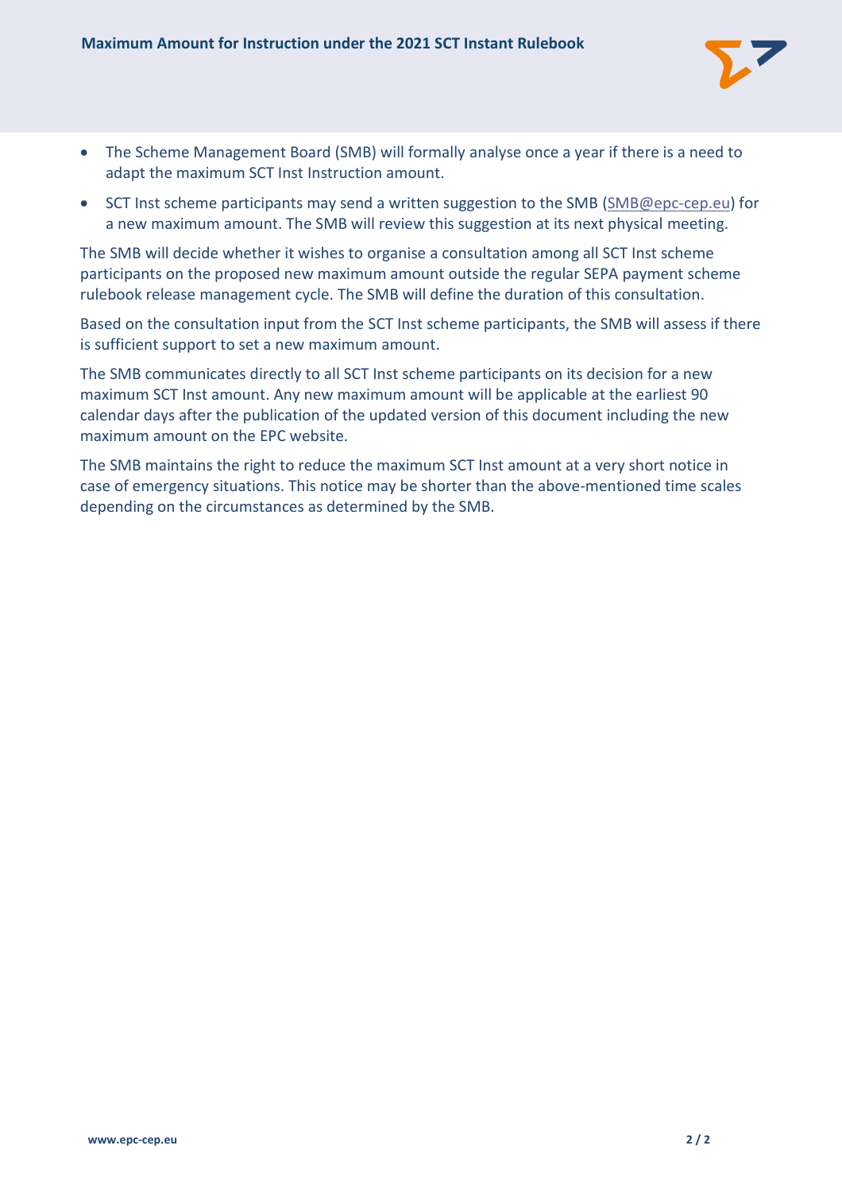- The Scheme Management Board (SMB) will formally analyse once a year if there is a need to adapt the maximum SCT Inst Instruction amount.
- SCT Inst scheme participants may send a written suggestion to the SMB (SMB@epc-cep.eu) for a new maximum amount. The SMB will review this suggestion at its next physical meeting.

The SMB will decide whether it wishes to organise a consultation among all SCT Inst scheme participants on the proposed new maximum amount outside the regular SEPA payment scheme rulebook release management cycle. The SMB will define the duration of this consultation.

Based on the consultation input from the SCT Inst scheme participants, the SMB will assess if there is sufficient support to set a new maximum amount.

The SMB communicates directly to all SCT Inst scheme participants on its decision for a new maximum SCT Inst amount. Any new maximum amount will be applicable at the earliest 90 calendar days after the publication of the updated version of this document including the new maximum amount on the EPC website.

The SMB maintains the right to reduce the maximum SCT Inst amount at a very short notice in case of emergency situations. This notice may be shorter than the above-mentioned time scales depending on the circumstances as determined by the SMB.